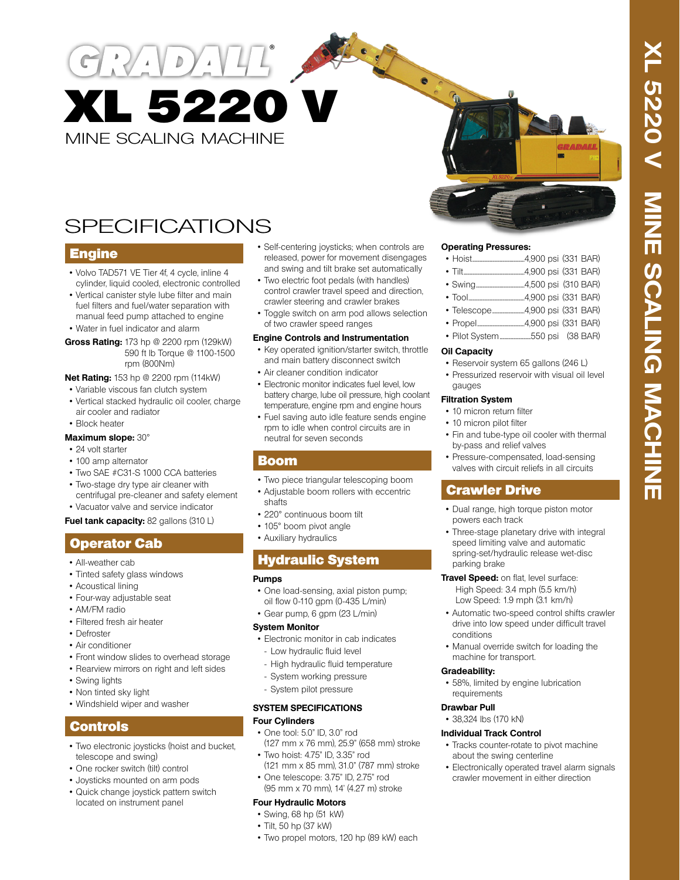# GRADALL®

# XL 5220 V

MINE SCALING MACHINE

# SPECIFICATIONS

## Engine

- Volvo TAD571 VE Tier 4f, 4 cycle, inline 4 cylinder, liquid cooled, electronic controlled
- Vertical canister style lube filter and main fuel filters and fuel/water separation with manual feed pump attached to engine
- Water in fuel indicator and alarm

**Gross Rating:** 173 hp @ 2200 rpm (129kW)
590 ft lb Torque @ 1100-1500 rpm (800Nm)

**Net Rating:** 153 hp @ 2200 rpm (114kW)

- Variable viscous fan clutch system
- Vertical stacked hydraulic oil cooler, charge air cooler and radiator
- Block heater

**Maximum slope:** 30°

- 24 volt starter
- 100 amp alternator
- Two SAE #C31-S 1000 CCA batteries
- Two-stage dry type air cleaner with centrifugal pre-cleaner and safety element
- Vacuator valve and service indicator

**Fuel tank capacity:** 82 gallons (310 L)

## Operator Cab

- All-weather cab
- Tinted safety glass windows
- Acoustical lining
- Four-way adjustable seat
- AM/FM radio
- Filtered fresh air heater
- Defroster
- Air conditioner
- Front window slides to overhead storage
- Rearview mirrors on right and left sides
- Swing lights
- Non tinted sky light
- Windshield wiper and washer

## Controls

- Two electronic joysticks (hoist and bucket, telescope and swing)
- One rocker switch (tilt) control
- Joysticks mounted on arm pods
- Quick change joystick pattern switch located on instrument panel
- Self-centering joysticks; when controls are released, power for movement disengages and swing and tilt brake set automatically
- Two electric foot pedals (with handles) control crawler travel speed and direction, crawler steering and crawler brakes
- Toggle switch on arm pod allows selection of two crawler speed ranges

### Engine Controls and Instrumentation

- Key operated ignition/starter switch, throttle and main battery disconnect switch
- Air cleaner condition indicator
- Electronic monitor indicates fuel level, low battery charge, lube oil pressure, high coolant temperature, engine rpm and engine hours
- Fuel saving auto idle feature sends engine rpm to idle when control circuits are in neutral for seven seconds

## Boom

- Two piece triangular telescoping boom
- Adjustable boom rollers with eccentric shafts
- 220° continuous boom tilt
- 105° boom pivot angle
- Auxiliary hydraulics

## Hydraulic System

### Pumps

- One load-sensing, axial piston pump; oil flow 0-110 gpm (0-435 L/min)
- Gear pump, 6 gpm (23 L/min)

### System Monitor

- Electronic monitor in cab indicates
  - Low hydraulic fluid level
  - High hydraulic fluid temperature
  - System working pressure
  - System pilot pressure

### SYSTEM SPECIFICATIONS

### Four Cylinders

- One tool: 5.0" ID, 3.0" rod (127 mm x 76 mm), 25.9" (658 mm) stroke
- Two hoist: 4.75" ID, 3.35" rod (121 mm x 85 mm), 31.0" (787 mm) stroke
- One telescope: 3.75" ID, 2.75" rod (95 mm x 70 mm), 14' (4.27 m) stroke

### Four Hydraulic Motors

- Swing, 68 hp (51 kW)
- Tilt, 50 hp (37 kW)
- Two propel motors, 120 hp (89 kW) each

### Operating Pressures:

- Hoist ........ 4,900 psi (331 BAR)
- Tilt ........ 4,900 psi (331 BAR)
- Swing ........ 4,500 psi (310 BAR)
- Tool ........ 4,900 psi (331 BAR)
- Telescope ........ 4,900 psi (331 BAR)
- Propel ........ 4,900 psi (331 BAR)
- Pilot System ........ 550 psi (38 BAR)

### Oil Capacity

- Reservoir system 65 gallons (246 L)
- Pressurized reservoir with visual oil level gauges

### Filtration System

- 10 micron return filter
- 10 micron pilot filter
- Fin and tube-type oil cooler with thermal by-pass and relief valves
- Pressure-compensated, load-sensing valves with circuit reliefs in all circuits

## Crawler Drive

- Dual range, high torque piston motor powers each track
- Three-stage planetary drive with integral speed limiting valve and automatic spring-set/hydraulic release wet-disc parking brake

**Travel Speed:** on flat, level surface:
High Speed: 3.4 mph (5.5 km/h)
Low Speed: 1.9 mph (3.1 km/h)

- Automatic two-speed control shifts crawler drive into low speed under difficult travel conditions
- Manual override switch for loading the machine for transport.

### Gradeability:

- 58%, limited by engine lubrication requirements

### Drawbar Pull

- 38,324 lbs (170 kN)

### Individual Track Control

- Tracks counter-rotate to pivot machine about the swing centerline
- Electronically operated travel alarm signals crawler movement in either direction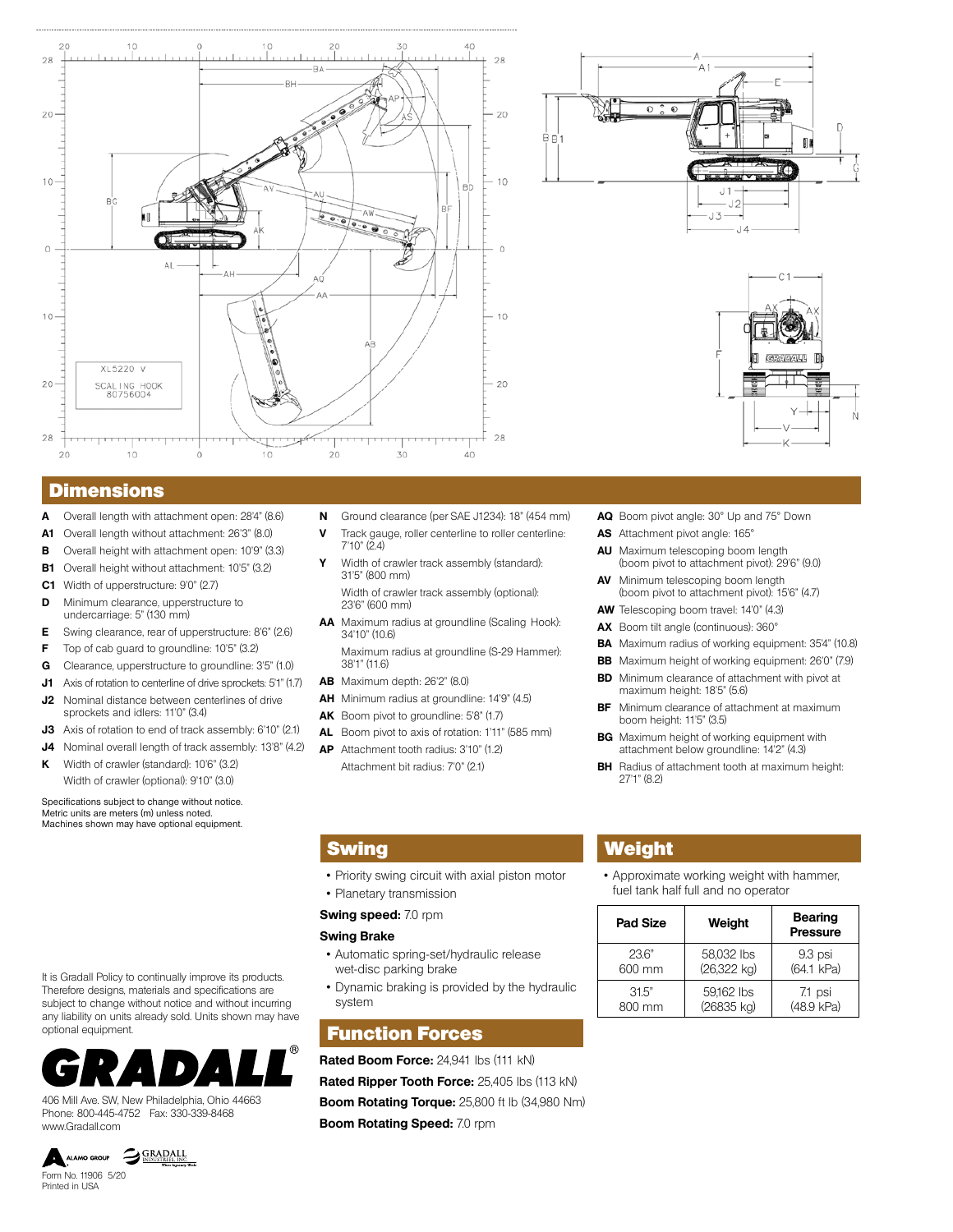XL5220 V
SCALING HOOK
80756004

## Dimensions

- **A** Overall length with attachment open: 28'4" (8.6)
- **A1** Overall length without attachment: 26'3" (8.0)
- **B** Overall height with attachment open: 10'9" (3.3)
- **B1** Overall height without attachment: 10'5" (3.2)
- **C1** Width of upperstructure: 9'0" (2.7)
- **D** Minimum clearance, upperstructure to undercarriage: 5" (130 mm)
- **E** Swing clearance, rear of upperstructure: 8'6" (2.6)
- **F** Top of cab guard to groundline: 10'5" (3.2)
- **G** Clearance, upperstructure to groundline: 3'5" (1.0)
- **J1** Axis of rotation to centerline of drive sprockets: 5'1" (1.7)
- **J2** Nominal distance between centerlines of drive sprockets and idlers: 11'0" (3.4)
- **J3** Axis of rotation to end of track assembly: 6'10" (2.1)
- **J4** Nominal overall length of track assembly: 13'8" (4.2)
- **K** Width of crawler (standard): 10'6" (3.2)
  Width of crawler (optional): 9'10" (3.0)
- **N** Ground clearance (per SAE J1234): 18" (454 mm)
- **V** Track gauge, roller centerline to roller centerline: 7'10" (2.4)
- **Y** Width of crawler track assembly (standard): 31.5" (800 mm)
  Width of crawler track assembly (optional): 23.6" (600 mm)
- **AA** Maximum radius at groundline (Scaling Hook): 34'10" (10.6)
  Maximum radius at groundline (S-29 Hammer): 38'1" (11.6)
- **AB** Maximum depth: 26'2" (8.0)
- **AH** Minimum radius at groundline: 14'9" (4.5)
- **AK** Boom pivot to groundline: 5'8" (1.7)
- **AL** Boom pivot to axis of rotation: 1'11" (585 mm)
- **AP** Attachment tooth radius: 3'10" (1.2)
  Attachment bit radius: 7'0" (2.1)
- **AQ** Boom pivot angle: 30° Up and 75° Down
- **AS** Attachment pivot angle: 165°
- **AU** Maximum telescoping boom length (boom pivot to attachment pivot): 29'6" (9.0)
- **AV** Minimum telescoping boom length (boom pivot to attachment pivot): 15'6" (4.7)
- **AW** Telescoping boom travel: 14'0" (4.3)
- **AX** Boom tilt angle (continuous): 360°
- **BA** Maximum radius of working equipment: 35'4" (10.8)
- **BB** Maximum height of working equipment: 26'0" (7.9)
- **BD** Minimum clearance of attachment with pivot at maximum height: 18'5" (5.6)
- **BF** Minimum clearance of attachment at maximum boom height: 11'5" (3.5)
- **BG** Maximum height of working equipment with attachment below groundline: 14'2" (4.3)
- **BH** Radius of attachment tooth at maximum height: 27'1" (8.2)

Specifications subject to change without notice.
Metric units are meters (m) unless noted.
Machines shown may have optional equipment.

## Swing

- Priority swing circuit with axial piston motor
- Planetary transmission

**Swing speed:** 7.0 rpm

**Swing Brake**

- Automatic spring-set/hydraulic release wet-disc parking brake
- Dynamic braking is provided by the hydraulic system

## Function Forces

**Rated Boom Force:** 24,941 lbs (111 kN)

**Rated Ripper Tooth Force:** 25,405 lbs (113 kN)

**Boom Rotating Torque:** 25,800 ft lb (34,980 Nm)

**Boom Rotating Speed:** 7.0 rpm

## Weight

- Approximate working weight with hammer, fuel tank half full and no operator

| Pad Size | Weight | Bearing Pressure |
|---|---|---|
| 23.6" 600 mm | 58,032 lbs (26,322 kg) | 9.3 psi (64.1 kPa) |
| 31.5" 800 mm | 59,162 lbs (26835 kg) | 7.1 psi (48.9 kPa) |

It is Gradall Policy to continually improve its products. Therefore designs, materials and specifications are subject to change without notice and without incurring any liability on units already sold. Units shown may have optional equipment.

GRADALL®

406 Mill Ave. SW, New Philadelphia, Ohio 44663
Phone: 800-445-4752 Fax: 330-339-8468
www.Gradall.com

ALAMO GROUP GRADALL INDUSTRIES, INC.

Form No. 11906 5/20
Printed in USA